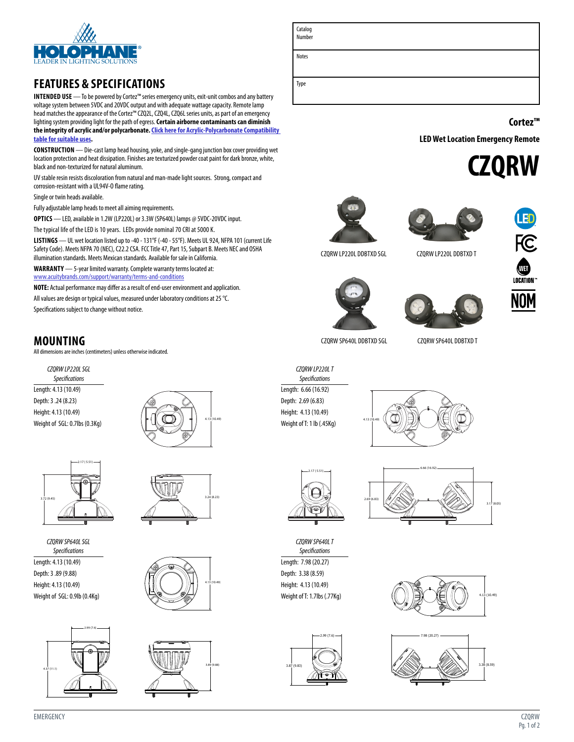HOLOPHANE®
LEADER IN LIGHTING SOLUTIONS

| Catalog Number | |
|---|---|
| Notes | |
| Type | |

**Cortez™**

**LED Wet Location Emergency Remote**

# CZQRW

## FEATURES & SPECIFICATIONS

**INTENDED USE** — To be powered by Cortez™ series emergency units, exit-unit combos and any battery voltage system between 5VDC and 20VDC output and with adequate wattage capacity. Remote lamp head matches the appearance of the Cortez™ CZQ2L, CZQ4L, CZQ6L series units, as part of an emergency lighting system providing light for the path of egress. **Certain airborne contaminants can diminish the integrity of acrylic and/or polycarbonate. Click here for Acrylic-Polycarbonate Compatibility table for suitable uses.**

**CONSTRUCTION** — Die-cast lamp head housing, yoke, and single-gang junction box cover providing wet location protection and heat dissipation. Finishes are texturized powder coat paint for dark bronze, white, black and non-texturized for natural aluminum.

UV stable resin resists discoloration from natural and man-made light sources. Strong, compact and corrosion-resistant with a UL94V-0 flame rating.

Single or twin heads available.

Fully adjustable lamp heads to meet all aiming requirements.

**OPTICS** — LED, available in 1.2W (LP220L) or 3.3W (SP640L) lamps @ 5VDC-20VDC input.

The typical life of the LED is 10 years. LEDs provide nominal 70 CRI at 5000 K.

**LISTINGS** — UL wet location listed up to -40 - 131°F (-40 - 55°F). Meets UL 924, NFPA 101 (current Life Safety Code). Meets NFPA 70 (NEC), C22.2 CSA. FCC Title 47, Part 15, Subpart B. Meets NEC and OSHA illumination standards. Meets Mexican standards. Available for sale in California.

**WARRANTY** — 5-year limited warranty. Complete warranty terms located at: www.acuitybrands.com/support/warranty/terms-and-conditions

**NOTE:** Actual performance may differ as a result of end-user environment and application.

All values are design or typical values, measured under laboratory conditions at 25 °C.

Specifications subject to change without notice.

CZQRW LP220L DDBTXD SGL

CZQRW LP220L DDBTXD T

CZQRW SP640L DDBTXD SGL

CZQRW SP640L DDBTXD T

## MOUNTING

All dimensions are inches (centimeters) unless otherwise indicated.

*CZQRW LP220L SGL Specifications*

Length: 4.13 (10.49)
Depth: 3 .24 (8.23)
Height: 4.13 (10.49)
Weight of SGL: 0.7lbs (0.3Kg)

*CZQRW LP220L T Specifications*

Length: 6.66 (16.92)
Depth: 2.69 (6.83)
Height: 4.13 (10.49)
Weight of T: 1 lb (.45Kg)

*CZQRW SP640L SGL Specifications*

Length: 4.13 (10.49)
Depth: 3 .89 (9.88)
Height: 4.13 (10.49)
Weight of SGL: 0.9lb (0.4Kg)

*CZQRW SP640L T Specifications*

Length: 7.98 (20.27)
Depth: 3.38 (8.59)
Height: 4.13 (10.49)
Weight of T: 1.7lbs (.77Kg)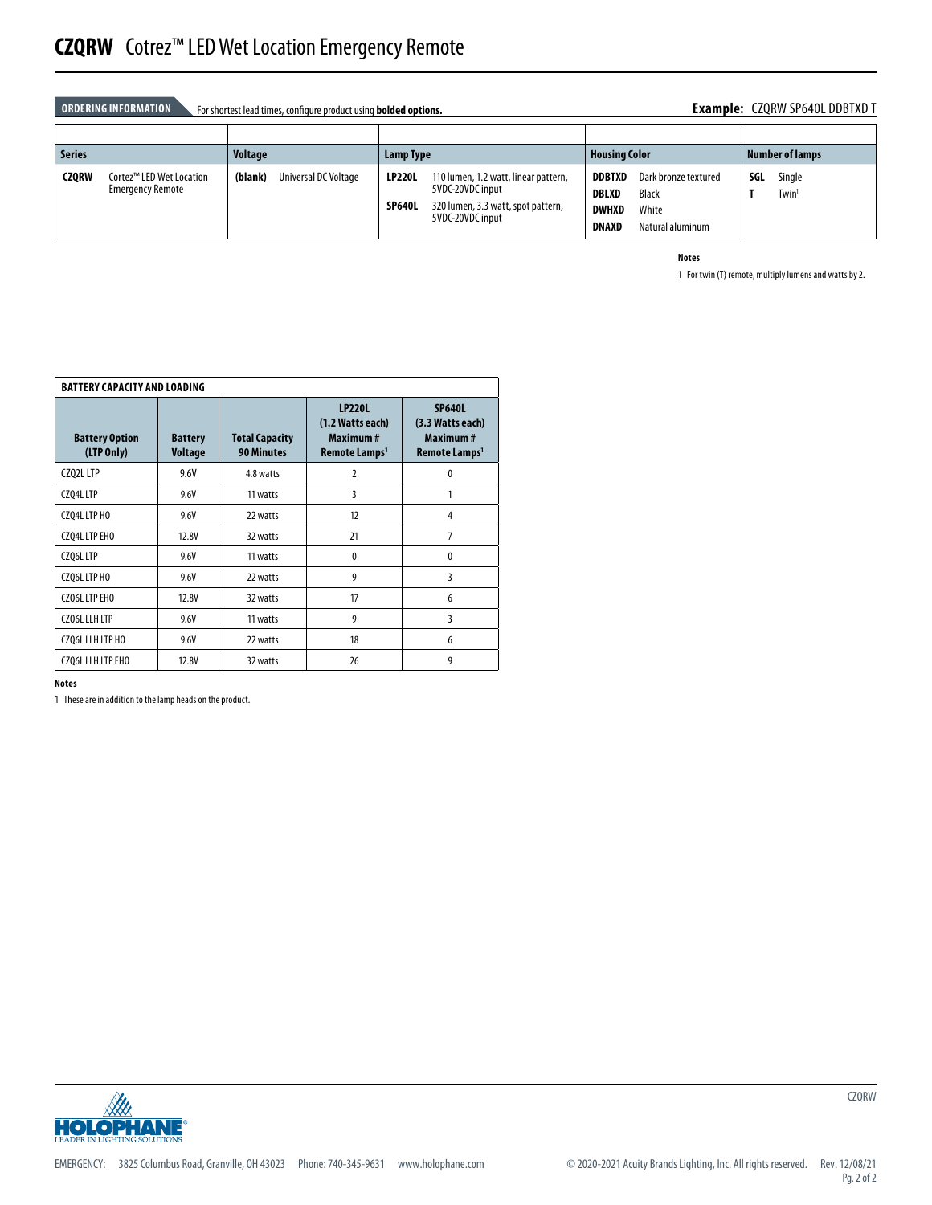# CZQRW Cotrez™ LED Wet Location Emergency Remote

**ORDERING INFORMATION** For shortest lead times, configure product using **bolded options.**

**Example:** CZQRW SP640L DDBTXD T

| Series | | Voltage | | Lamp Type | | Housing Color | | Number of lamps | |
|---|---|---|---|---|---|---|---|---|---|
| **CZQRW** | Cortez™ LED Wet Location Emergency Remote | **(blank)** | Universal DC Voltage | **LP220L** | 110 lumen, 1.2 watt, linear pattern, 5VDC-20VDC input | **DDBTXD** | Dark bronze textured | **SGL** | Single |
| | | | | **SP640L** | 320 lumen, 3.3 watt, spot pattern, 5VDC-20VDC input | **DBLXD** | Black | **T** | Twin[1] |
| | | | | | | **DWHXD** | White | | |
| | | | | | | **DNAXD** | Natural aluminum | | |

**Notes**

1 For twin (T) remote, multiply lumens and watts by 2.

**BATTERY CAPACITY AND LOADING**

| Battery Option (LTP Only) | Battery Voltage | Total Capacity 90 Minutes | LP220L (1.2 Watts each) Maximum # Remote Lamps[1] | SP640L (3.3 Watts each) Maximum # Remote Lamps[1] |
|---|---|---|---|---|
| CZQ2L LTP | 9.6V | 4.8 watts | 2 | 0 |
| CZQ4L LTP | 9.6V | 11 watts | 3 | 1 |
| CZQ4L LTP HO | 9.6V | 22 watts | 12 | 4 |
| CZQ4L LTP EHO | 12.8V | 32 watts | 21 | 7 |
| CZQ6L LTP | 9.6V | 11 watts | 0 | 0 |
| CZQ6L LTP HO | 9.6V | 22 watts | 9 | 3 |
| CZQ6L LTP EHO | 12.8V | 32 watts | 17 | 6 |
| CZQ6L LLH LTP | 9.6V | 11 watts | 9 | 3 |
| CZQ6L LLH LTP HO | 9.6V | 22 watts | 18 | 6 |
| CZQ6L LLH LTP EHO | 12.8V | 32 watts | 26 | 9 |

**Notes**

1 These are in addition to the lamp heads on the product.

HOLOPHANE® LEADER IN LIGHTING SOLUTIONS

EMERGENCY: 3825 Columbus Road, Granville, OH 43023 Phone: 740-345-9631 www.holophane.com

© 2020-2021 Acuity Brands Lighting, Inc. All rights reserved. Rev. 12/08/21